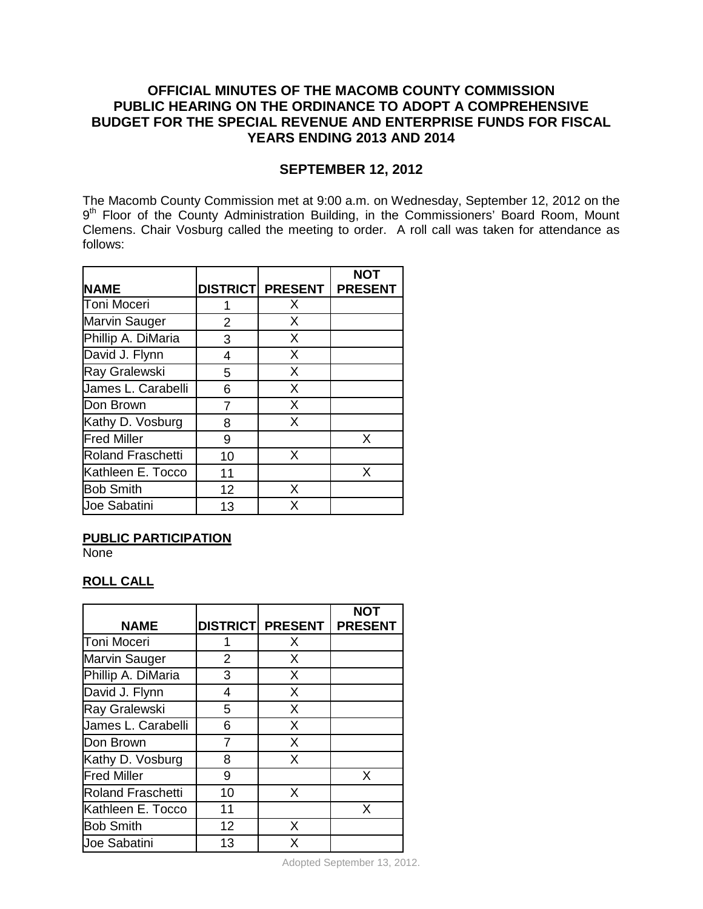# OFFICIAL MINUTES OF THE MACOMB COUNTY COMMISSION PUBLIC HEARING ON THE ORDINANCE TO ADOPT A COMPREHENSIVE BUDGET FOR THE SPECIAL REVENUE AND ENTERPRISE FUNDS FOR FISCAL YEARS ENDING 2013 AND 2014

## SEPTEMBER 12, 2012

The Macomb County Commission met at 9:00 a.m. on Wednesday, September 12, 2012 on the 9th Floor of the County Administration Building, in the Commissioners' Board Room, Mount Clemens. Chair Vosburg called the meeting to order. A roll call was taken for attendance as follows:

| NAME | DISTRICT | PRESENT | NOT PRESENT |
|---|---|---|---|
| Toni Moceri | 1 | X | |
| Marvin Sauger | 2 | X | |
| Phillip A. DiMaria | 3 | X | |
| David J. Flynn | 4 | X | |
| Ray Gralewski | 5 | X | |
| James L. Carabelli | 6 | X | |
| Don Brown | 7 | X | |
| Kathy D. Vosburg | 8 | X | |
| Fred Miller | 9 | | X |
| Roland Fraschetti | 10 | X | |
| Kathleen E. Tocco | 11 | | X |
| Bob Smith | 12 | X | |
| Joe Sabatini | 13 | X | |

**PUBLIC PARTICIPATION**

None

**ROLL CALL**

| NAME | DISTRICT | PRESENT | NOT PRESENT |
|---|---|---|---|
| Toni Moceri | 1 | X | |
| Marvin Sauger | 2 | X | |
| Phillip A. DiMaria | 3 | X | |
| David J. Flynn | 4 | X | |
| Ray Gralewski | 5 | X | |
| James L. Carabelli | 6 | X | |
| Don Brown | 7 | X | |
| Kathy D. Vosburg | 8 | X | |
| Fred Miller | 9 | | X |
| Roland Fraschetti | 10 | X | |
| Kathleen E. Tocco | 11 | | X |
| Bob Smith | 12 | X | |
| Joe Sabatini | 13 | X | |

Adopted September 13, 2012.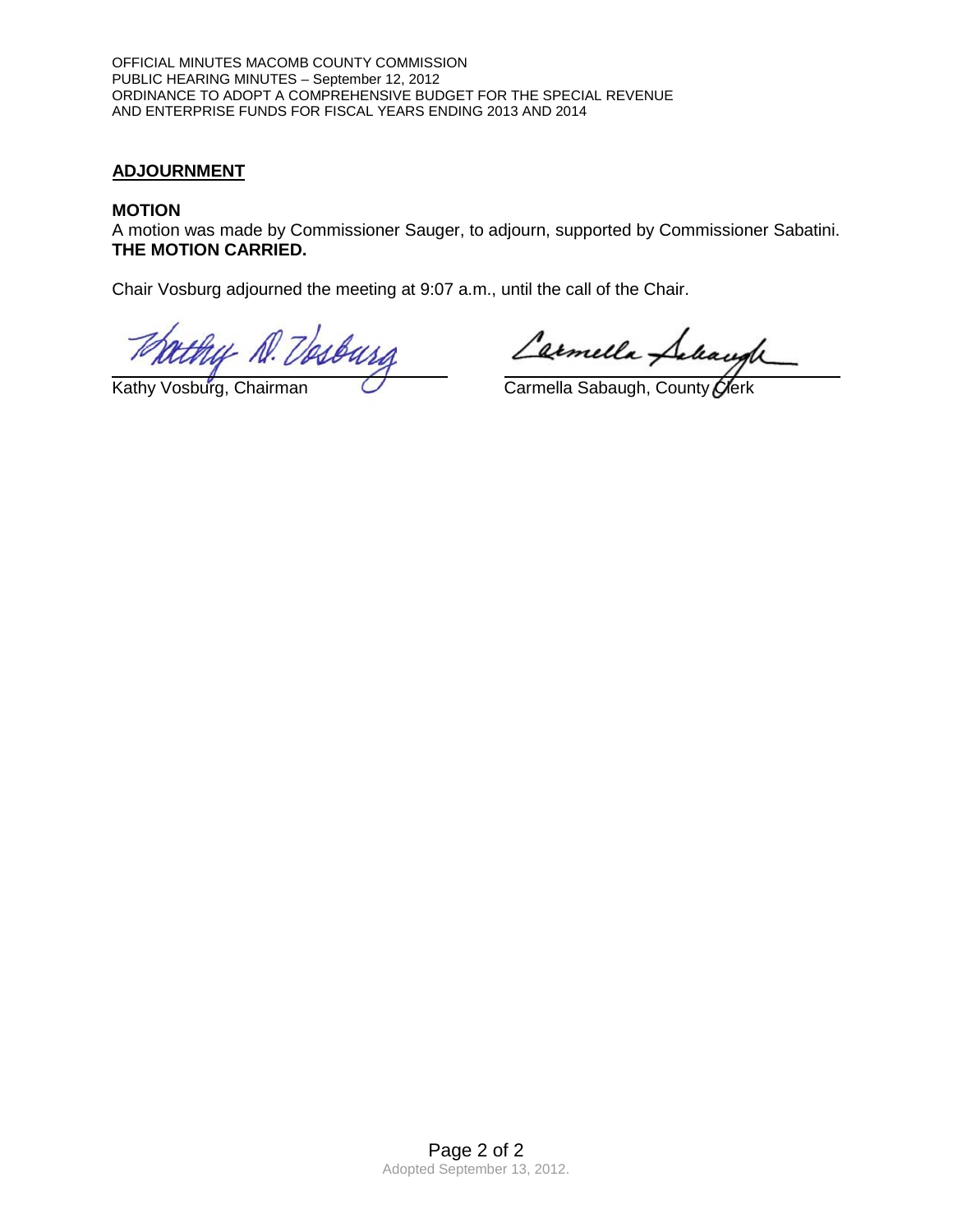## ADJOURNMENT

**MOTION**

A motion was made by Commissioner Sauger, to adjourn, supported by Commissioner Sabatini. **THE MOTION CARRIED.**

Chair Vosburg adjourned the meeting at 9:07 a.m., until the call of the Chair.

Kathy Vosburg, Chairman

Carmella Sabaugh, County Clerk

Adopted September 13, 2012.